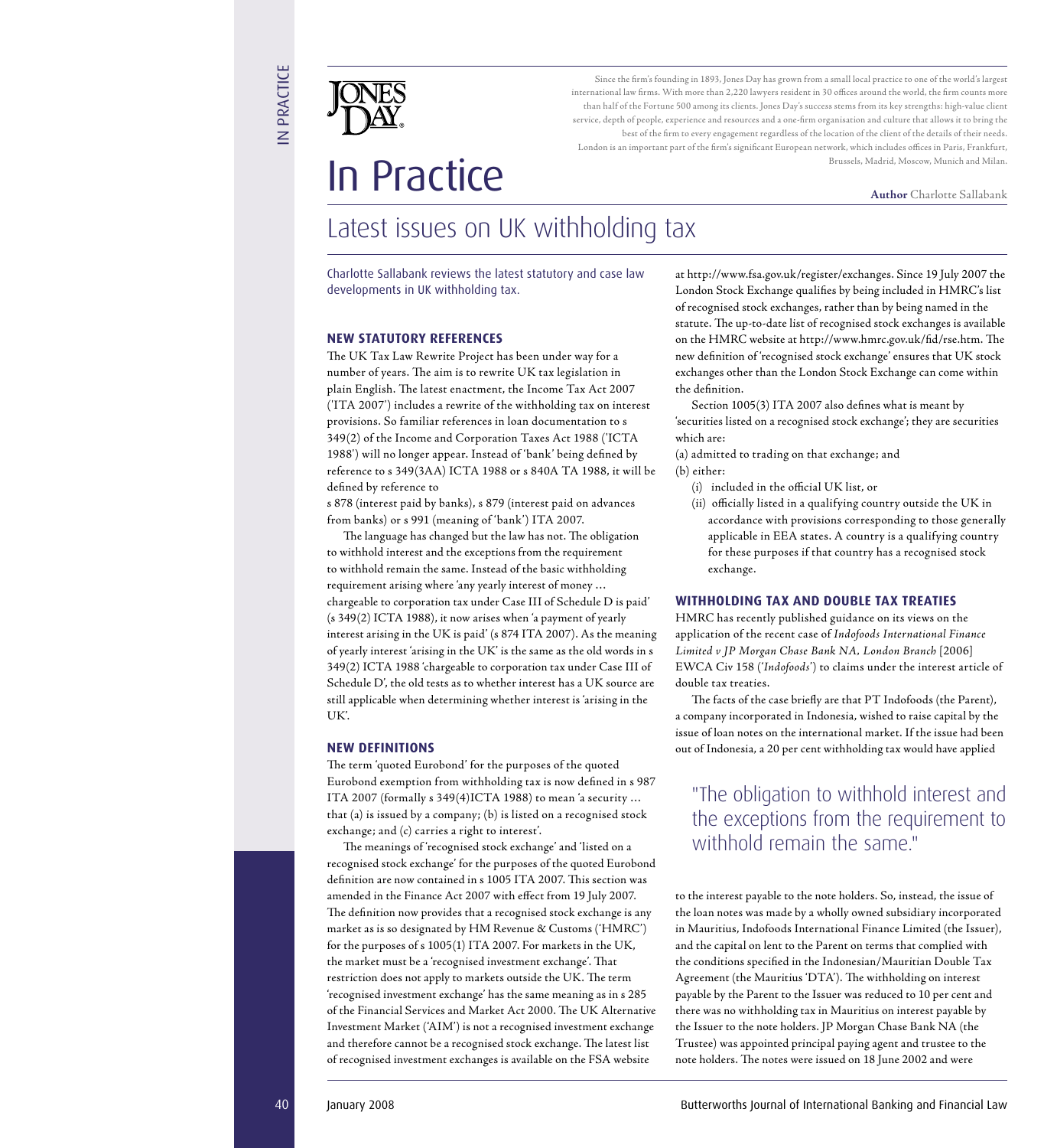# In Practice

Since the firm's founding in 1893, Jones Day has grown from a small local practice to one of the world's largest international law firms. With more than 2,220 lawyers resident in 30 offices around the world, the firm counts more than half of the Fortune 500 among its clients. Jones Day's success stems from its key strengths: high-value client service, depth of people, experience and resources and a one-firm organisation and culture that allows it to bring the best of the firm to every engagement regardless of the location of the client of the details of their needs. London is an important part of the firm's significant European network, which includes offices in Paris, Frankfurt, Brussels, Madrid, Moscow, Munich and Milan.

**Author** Charlotte Sallabank

## Latest issues on UK withholding tax

Charlotte Sallabank reviews the latest statutory and case law developments in UK withholding tax.

### NEW STATUTORY REFERENCES

The UK Tax Law Rewrite Project has been under way for a number of years. The aim is to rewrite UK tax legislation in plain English. The latest enactment, the Income Tax Act 2007 ('ITA 2007') includes a rewrite of the withholding tax on interest provisions. So familiar references in loan documentation to s 349(2) of the Income and Corporation Taxes Act 1988 ('ICTA 1988') will no longer appear. Instead of 'bank' being defined by reference to s 349(3AA) ICTA 1988 or s 840A TA 1988, it will be defined by reference to s 878 (interest paid by banks), s 879 (interest paid on advances from banks) or s 991 (meaning of 'bank') ITA 2007.

The language has changed but the law has not. The obligation to withhold interest and the exceptions from the requirement to withhold remain the same. Instead of the basic withholding requirement arising where 'any yearly interest of money … chargeable to corporation tax under Case III of Schedule D is paid' (s 349(2) ICTA 1988), it now arises when 'a payment of yearly interest arising in the UK is paid' (s 874 ITA 2007). As the meaning of yearly interest 'arising in the UK' is the same as the old words in s 349(2) ICTA 1988 'chargeable to corporation tax under Case III of Schedule D', the old tests as to whether interest has a UK source are still applicable when determining whether interest is 'arising in the UK'.

### NEW DEFINITIONS

The term 'quoted Eurobond' for the purposes of the quoted Eurobond exemption from withholding tax is now defined in s 987 ITA 2007 (formally s 349(4)ICTA 1988) to mean 'a security … that (a) is issued by a company; (b) is listed on a recognised stock exchange; and (c) carries a right to interest'.

The meanings of 'recognised stock exchange' and 'listed on a recognised stock exchange' for the purposes of the quoted Eurobond definition are now contained in s 1005 ITA 2007. This section was amended in the Finance Act 2007 with effect from 19 July 2007. The definition now provides that a recognised stock exchange is any market as is so designated by HM Revenue & Customs ('HMRC') for the purposes of s 1005(1) ITA 2007. For markets in the UK, the market must be a 'recognised investment exchange'. That restriction does not apply to markets outside the UK. The term 'recognised investment exchange' has the same meaning as in s 285 of the Financial Services and Market Act 2000. The UK Alternative Investment Market ('AIM') is not a recognised investment exchange and therefore cannot be a recognised stock exchange. The latest list of recognised investment exchanges is available on the FSA website at http://www.fsa.gov.uk/register/exchanges. Since 19 July 2007 the London Stock Exchange qualifies by being included in HMRC's list of recognised stock exchanges, rather than by being named in the statute. The up-to-date list of recognised stock exchanges is available on the HMRC website at http://www.hmrc.gov.uk/fid/rse.htm. The new definition of 'recognised stock exchange' ensures that UK stock exchanges other than the London Stock Exchange can come within the definition.

Section 1005(3) ITA 2007 also defines what is meant by 'securities listed on a recognised stock exchange'; they are securities which are:

(a) admitted to trading on that exchange; and
(b) either:
 (i) included in the official UK list, or
 (ii) officially listed in a qualifying country outside the UK in accordance with provisions corresponding to those generally applicable in EEA states. A country is a qualifying country for these purposes if that country has a recognised stock exchange.

### WITHHOLDING TAX AND DOUBLE TAX TREATIES

HMRC has recently published guidance on its views on the application of the recent case of *Indofoods International Finance Limited v JP Morgan Chase Bank NA, London Branch* [2006] EWCA Civ 158 ('*Indofoods*') to claims under the interest article of double tax treaties.

The facts of the case briefly are that PT Indofoods (the Parent), a company incorporated in Indonesia, wished to raise capital by the issue of loan notes on the international market. If the issue had been out of Indonesia, a 20 per cent withholding tax would have applied to the interest payable to the note holders. So, instead, the issue of the loan notes was made by a wholly owned subsidiary incorporated in Mauritius, Indofoods International Finance Limited (the Issuer), and the capital on lent to the Parent on terms that complied with the conditions specified in the Indonesian/Mauritian Double Tax Agreement (the Mauritius 'DTA'). The withholding on interest payable by the Parent to the Issuer was reduced to 10 per cent and there was no withholding tax in Mauritius on interest payable by the Issuer to the note holders. JP Morgan Chase Bank NA (the Trustee) was appointed principal paying agent and trustee to the note holders. The notes were issued on 18 June 2002 and were

> "The obligation to withhold interest and the exceptions from the requirement to withhold remain the same."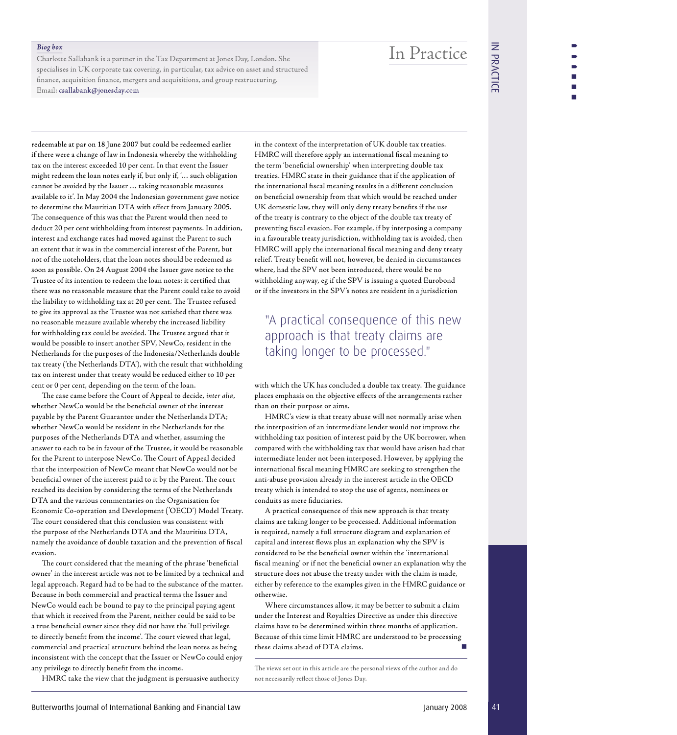*Biog box*

Charlotte Sallabank is a partner in the Tax Department at Jones Day, London. She specialises in UK corporate tax covering, in particular, tax advice on asset and structured finance, acquisition finance, mergers and acquisitions, and group restructuring.
Email: csallabank@jonesday.com

redeemable at par on 18 June 2007 but could be redeemed earlier if there were a change of law in Indonesia whereby the withholding tax on the interest exceeded 10 per cent. In that event the Issuer might redeem the loan notes early if, but only if, '… such obligation cannot be avoided by the Issuer … taking reasonable measures available to it'. In May 2004 the Indonesian government gave notice to determine the Mauritian DTA with effect from January 2005. The consequence of this was that the Parent would then need to deduct 20 per cent withholding from interest payments. In addition, interest and exchange rates had moved against the Parent to such an extent that it was in the commercial interest of the Parent, but not of the noteholders, that the loan notes should be redeemed as soon as possible. On 24 August 2004 the Issuer gave notice to the Trustee of its intention to redeem the loan notes: it certified that there was no reasonable measure that the Parent could take to avoid the liability to withholding tax at 20 per cent. The Trustee refused to give its approval as the Trustee was not satisfied that there was no reasonable measure available whereby the increased liability for withholding tax could be avoided. The Trustee argued that it would be possible to insert another SPV, NewCo, resident in the Netherlands for the purposes of the Indonesia/Netherlands double tax treaty ('the Netherlands DTA'), with the result that withholding tax on interest under that treaty would be reduced either to 10 per cent or 0 per cent, depending on the term of the loan.

The case came before the Court of Appeal to decide, *inter alia*, whether NewCo would be the beneficial owner of the interest payable by the Parent Guarantor under the Netherlands DTA; whether NewCo would be resident in the Netherlands for the purposes of the Netherlands DTA and whether, assuming the answer to each to be in favour of the Trustee, it would be reasonable for the Parent to interpose NewCo. The Court of Appeal decided that the interposition of NewCo meant that NewCo would not be beneficial owner of the interest paid to it by the Parent. The court reached its decision by considering the terms of the Netherlands DTA and the various commentaries on the Organisation for Economic Co-operation and Development ('OECD') Model Treaty. The court considered that this conclusion was consistent with the purpose of the Netherlands DTA and the Mauritius DTA, namely the avoidance of double taxation and the prevention of fiscal evasion.

The court considered that the meaning of the phrase 'beneficial owner' in the interest article was not to be limited by a technical and legal approach. Regard had to be had to the substance of the matter. Because in both commercial and practical terms the Issuer and NewCo would each be bound to pay to the principal paying agent that which it received from the Parent, neither could be said to be a true beneficial owner since they did not have the 'full privilege to directly benefit from the income'. The court viewed that legal, commercial and practical structure behind the loan notes as being inconsistent with the concept that the Issuer or NewCo could enjoy any privilege to directly benefit from the income.

HMRC take the view that the judgment is persuasive authority in the context of the interpretation of UK double tax treaties. HMRC will therefore apply an international fiscal meaning to the term 'beneficial ownership' when interpreting double tax treaties. HMRC state in their guidance that if the application of the international fiscal meaning results in a different conclusion on beneficial ownership from that which would be reached under UK domestic law, they will only deny treaty benefits if the use of the treaty is contrary to the object of the double tax treaty of preventing fiscal evasion. For example, if by interposing a company in a favourable treaty jurisdiction, withholding tax is avoided, then HMRC will apply the international fiscal meaning and deny treaty relief. Treaty benefit will not, however, be denied in circumstances where, had the SPV not been introduced, there would be no withholding anyway, eg if the SPV is issuing a quoted Eurobond or if the investors in the SPV's notes are resident in a jurisdiction with which the UK has concluded a double tax treaty. The guidance places emphasis on the objective effects of the arrangements rather than on their purpose or aims.

> "A practical consequence of this new approach is that treaty claims are taking longer to be processed."

HMRC's view is that treaty abuse will not normally arise when the interposition of an intermediate lender would not improve the withholding tax position of interest paid by the UK borrower, when compared with the withholding tax that would have arisen had that intermediate lender not been interposed. However, by applying the international fiscal meaning HMRC are seeking to strengthen the anti-abuse provision already in the interest article in the OECD treaty which is intended to stop the use of agents, nominees or conduits as mere fiduciaries.

A practical consequence of this new approach is that treaty claims are taking longer to be processed. Additional information is required, namely a full structure diagram and explanation of capital and interest flows plus an explanation why the SPV is considered to be the beneficial owner within the 'international fiscal meaning' or if not the beneficial owner an explanation why the structure does not abuse the treaty under with the claim is made, either by reference to the examples given in the HMRC guidance or otherwise.

Where circumstances allow, it may be better to submit a claim under the Interest and Royalties Directive as under this directive claims have to be determined within three months of application. Because of this time limit HMRC are understood to be processing these claims ahead of DTA claims. ■

The views set out in this article are the personal views of the author and do not necessarily reflect those of Jones Day.